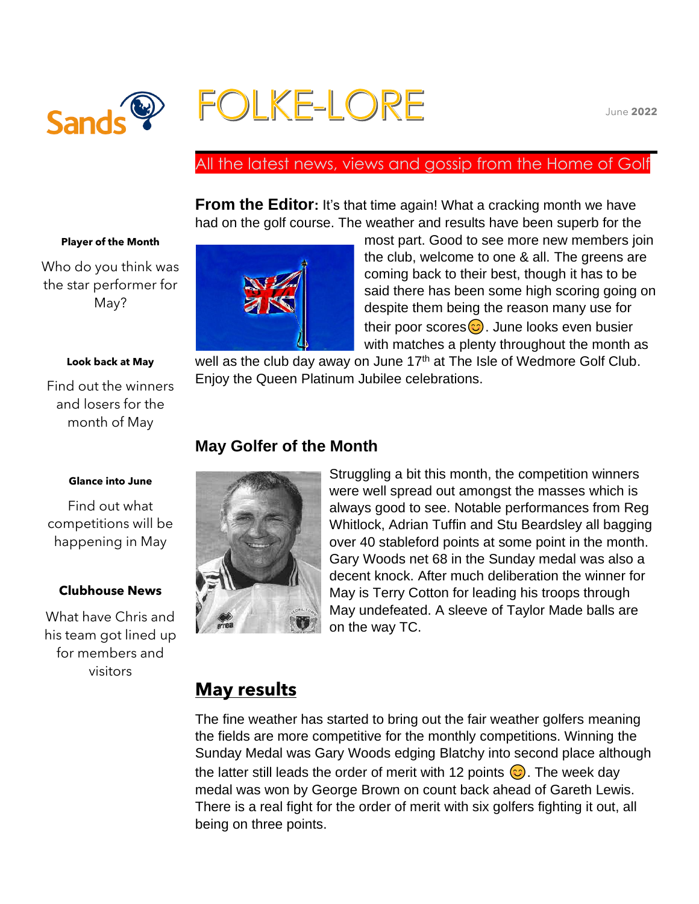# FOLKE-LORE

June **2022**

All the latest news, views and gossip from the Home of Golf

**Player of the Month**

Who do you think was the star performer for May?

**Look back at May**

Find out the winners and losers for the month of May

**Glance into June**

Find out what competitions will be happening in May

**Clubhouse News**

What have Chris and his team got lined up for members and visitors

**From the Editor:** It's that time again! What a cracking month we have had on the golf course. The weather and results have been superb for the most part. Good to see more new members join the club, welcome to one & all. The greens are coming back to their best, though it has to be said there has been some high scoring going on despite them being the reason many use for their poor scores😊. June looks even busier with matches a plenty throughout the month as well as the club day away on June 17th at The Isle of Wedmore Golf Club. Enjoy the Queen Platinum Jubilee celebrations.

## May Golfer of the Month

Struggling a bit this month, the competition winners were well spread out amongst the masses which is always good to see. Notable performances from Reg Whitlock, Adrian Tuffin and Stu Beardsley all bagging over 40 stableford points at some point in the month. Gary Woods net 68 in the Sunday medal was also a decent knock. After much deliberation the winner for May is Terry Cotton for leading his troops through May undefeated. A sleeve of Taylor Made balls are on the way TC.

## May results

The fine weather has started to bring out the fair weather golfers meaning the fields are more competitive for the monthly competitions. Winning the Sunday Medal was Gary Woods edging Blatchy into second place although the latter still leads the order of merit with 12 points 😊. The week day medal was won by George Brown on count back ahead of Gareth Lewis. There is a real fight for the order of merit with six golfers fighting it out, all being on three points.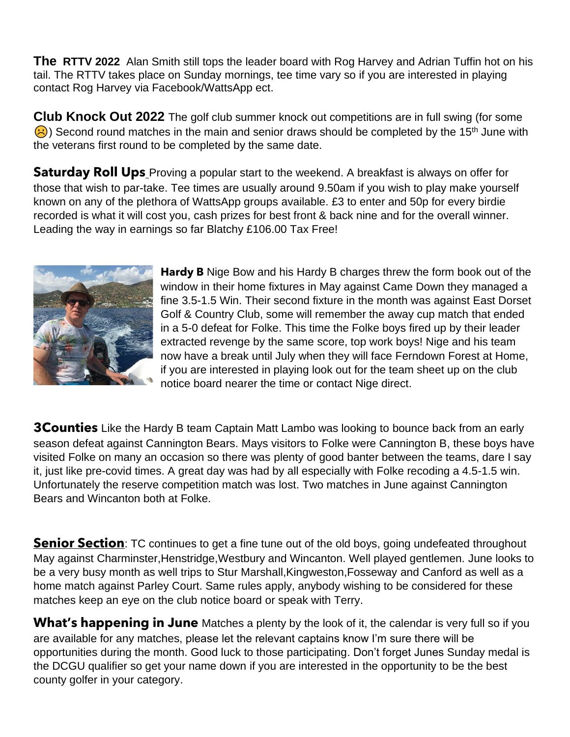**The RTTV 2022** Alan Smith still tops the leader board with Rog Harvey and Adrian Tuffin hot on his tail. The RTTV takes place on Sunday mornings, tee time vary so if you are interested in playing contact Rog Harvey via Facebook/WattsApp ect.

**Club Knock Out 2022** The golf club summer knock out competitions are in full swing (for some ☹) Second round matches in the main and senior draws should be completed by the 15th June with the veterans first round to be completed by the same date.

**Saturday Roll Ups** Proving a popular start to the weekend. A breakfast is always on offer for those that wish to par-take. Tee times are usually around 9.50am if you wish to play make yourself known on any of the plethora of WattsApp groups available. £3 to enter and 50p for every birdie recorded is what it will cost you, cash prizes for best front & back nine and for the overall winner. Leading the way in earnings so far Blatchy £106.00 Tax Free!

**Hardy B** Nige Bow and his Hardy B charges threw the form book out of the window in their home fixtures in May against Came Down they managed a fine 3.5-1.5 Win. Their second fixture in the month was against East Dorset Golf & Country Club, some will remember the away cup match that ended in a 5-0 defeat for Folke. This time the Folke boys fired up by their leader extracted revenge by the same score, top work boys! Nige and his team now have a break until July when they will face Ferndown Forest at Home, if you are interested in playing look out for the team sheet up on the club notice board nearer the time or contact Nige direct.

**3Counties** Like the Hardy B team Captain Matt Lambo was looking to bounce back from an early season defeat against Cannington Bears. Mays visitors to Folke were Cannington B, these boys have visited Folke on many an occasion so there was plenty of good banter between the teams, dare I say it, just like pre-covid times. A great day was had by all especially with Folke recoding a 4.5-1.5 win. Unfortunately the reserve competition match was lost. Two matches in June against Cannington Bears and Wincanton both at Folke.

**Senior Section**: TC continues to get a fine tune out of the old boys, going undefeated throughout May against Charminster,Henstridge,Westbury and Wincanton. Well played gentlemen. June looks to be a very busy month as well trips to Stur Marshall,Kingweston,Fosseway and Canford as well as a home match against Parley Court. Same rules apply, anybody wishing to be considered for these matches keep an eye on the club notice board or speak with Terry.

**What's happening in June** Matches a plenty by the look of it, the calendar is very full so if you are available for any matches, please let the relevant captains know I'm sure there will be opportunities during the month. Good luck to those participating. Don't forget Junes Sunday medal is the DCGU qualifier so get your name down if you are interested in the opportunity to be the best county golfer in your category.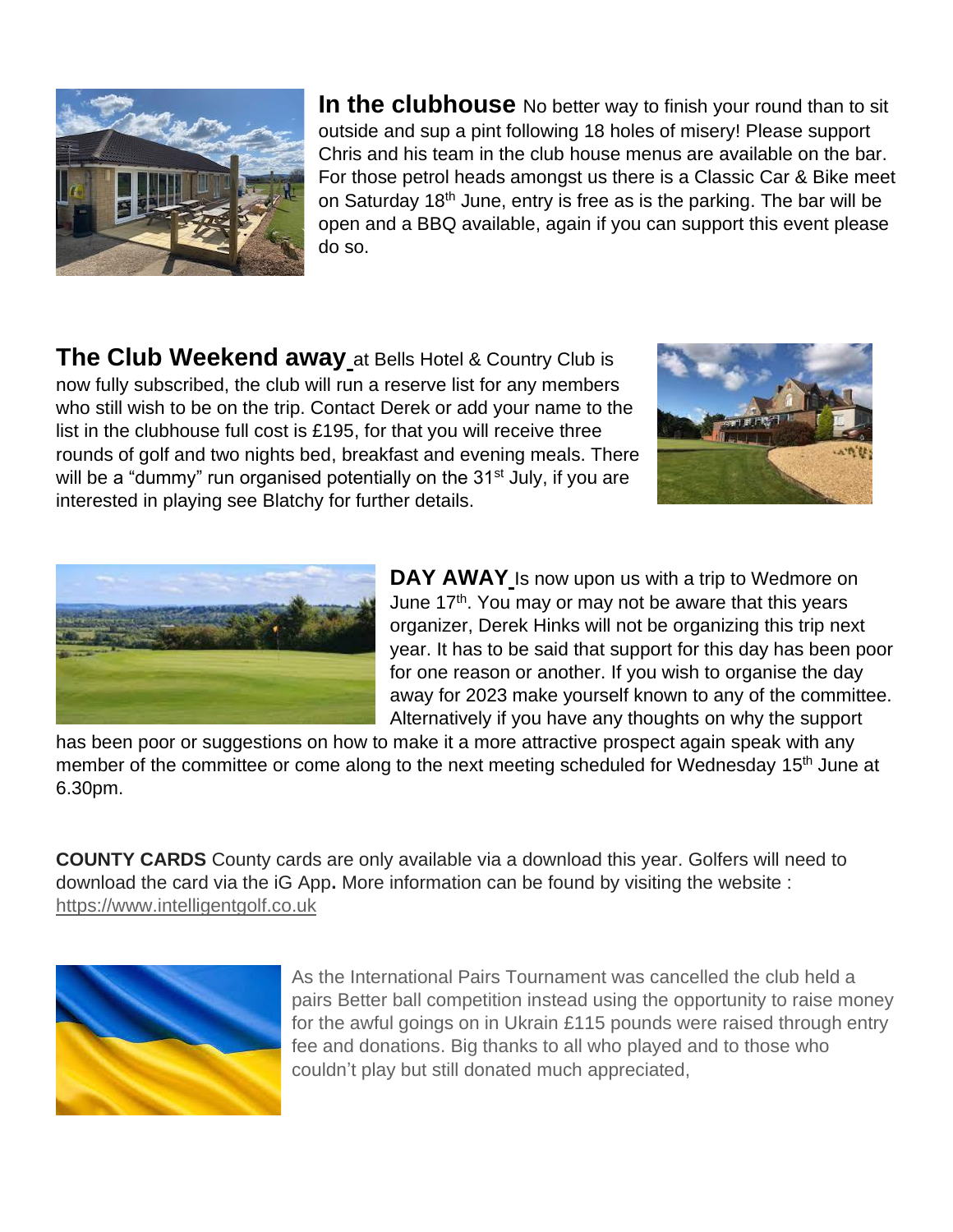**In the clubhouse** No better way to finish your round than to sit outside and sup a pint following 18 holes of misery! Please support Chris and his team in the club house menus are available on the bar. For those petrol heads amongst us there is a Classic Car & Bike meet on Saturday 18th June, entry is free as is the parking. The bar will be open and a BBQ available, again if you can support this event please do so.

**The Club Weekend away** at Bells Hotel & Country Club is now fully subscribed, the club will run a reserve list for any members who still wish to be on the trip. Contact Derek or add your name to the list in the clubhouse full cost is £195, for that you will receive three rounds of golf and two nights bed, breakfast and evening meals. There will be a "dummy" run organised potentially on the 31st July, if you are interested in playing see Blatchy for further details.

**DAY AWAY** Is now upon us with a trip to Wedmore on June 17th. You may or may not be aware that this years organizer, Derek Hinks will not be organizing this trip next year. It has to be said that support for this day has been poor for one reason or another. If you wish to organise the day away for 2023 make yourself known to any of the committee. Alternatively if you have any thoughts on why the support has been poor or suggestions on how to make it a more attractive prospect again speak with any member of the committee or come along to the next meeting scheduled for Wednesday 15th June at 6.30pm.

**COUNTY CARDS** County cards are only available via a download this year. Golfers will need to download the card via the iG App**.** More information can be found by visiting the website : https://www.intelligentgolf.co.uk

As the International Pairs Tournament was cancelled the club held a pairs Better ball competition instead using the opportunity to raise money for the awful goings on in Ukrain £115 pounds were raised through entry fee and donations. Big thanks to all who played and to those who couldn't play but still donated much appreciated,